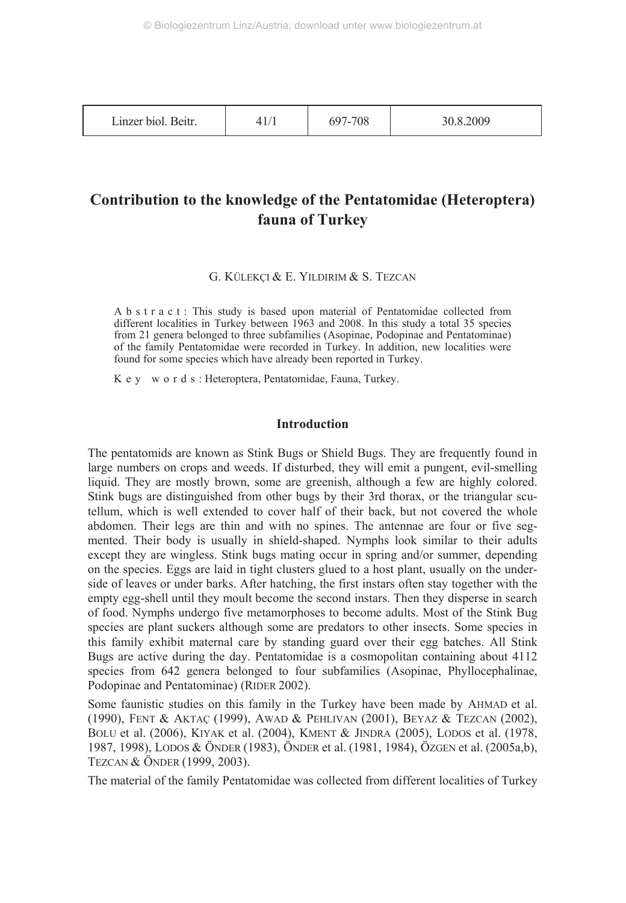# Contribution to the knowledge of the Pentatomidae (Heteroptera) fauna of Turkey

G. KÜLEKÇI & E. YILDIRIM & S. TEZCAN

**Abstract**: This study is based upon material of Pentatomidae collected from different localities in Turkey between 1963 and 2008. In this study a total 35 species from 21 genera belonged to three subfamilies (Asopinae, Podopinae and Pentatominae) of the family Pentatomidae were recorded in Turkey. In addition, new localities were found for some species which have already been reported in Turkey.

**Key words**: Heteroptera, Pentatomidae, Fauna, Turkey.

## Introduction

The pentatomids are known as Stink Bugs or Shield Bugs. They are frequently found in large numbers on crops and weeds. If disturbed, they will emit a pungent, evil-smelling liquid. They are mostly brown, some are greenish, although a few are highly colored. Stink bugs are distinguished from other bugs by their 3rd thorax, or the triangular scutellum, which is well extended to cover half of their back, but not covered the whole abdomen. Their legs are thin and with no spines. The antennae are four or five segmented. Their body is usually in shield-shaped. Nymphs look similar to their adults except they are wingless. Stink bugs mating occur in spring and/or summer, depending on the species. Eggs are laid in tight clusters glued to a host plant, usually on the underside of leaves or under barks. After hatching, the first instars often stay together with the empty egg-shell until they moult become the second instars. Then they disperse in search of food. Nymphs undergo five metamorphoses to become adults. Most of the Stink Bug species are plant suckers although some are predators to other insects. Some species in this family exhibit maternal care by standing guard over their egg batches. All Stink Bugs are active during the day. Pentatomidae is a cosmopolitan containing about 4112 species from 642 genera belonged to four subfamilies (Asopinae, Phyllocephalinae, Podopinae and Pentatominae) (RIDER 2002).

Some faunistic studies on this family in the Turkey have been made by AHMAD et al. (1990), FENT & AKTAÇ (1999), AWAD & PEHLIVAN (2001), BEYAZ & TEZCAN (2002), BOLU et al. (2006), KIYAK et al. (2004), KMENT & JINDRA (2005), LODOS et al. (1978, 1987, 1998), LODOS & ÖNDER (1983), ÖNDER et al. (1981, 1984), ÖZGEN et al. (2005a,b), TEZCAN & ÖNDER (1999, 2003).

The material of the family Pentatomidae was collected from different localities of Turkey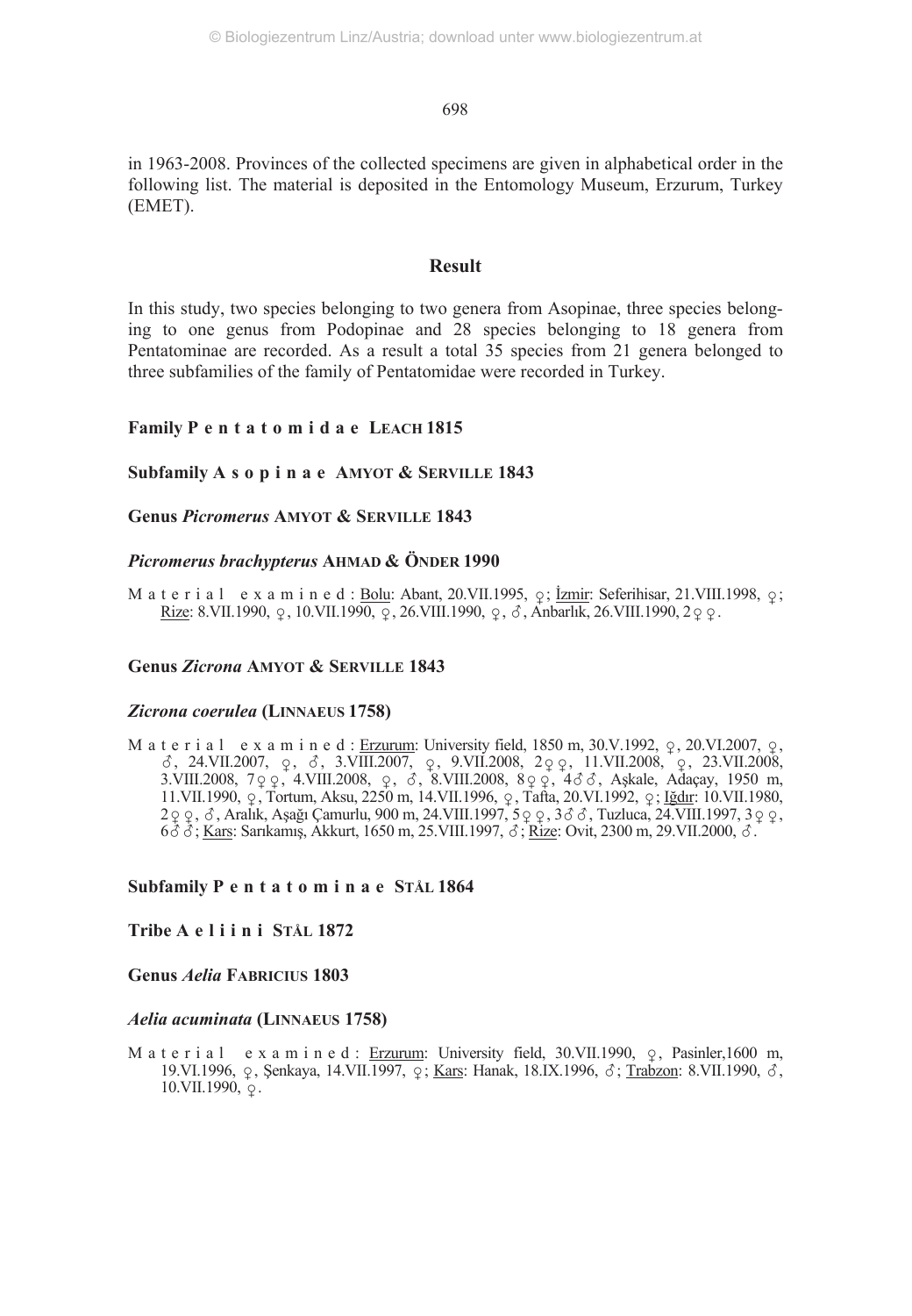in 1963-2008. Provinces of the collected specimens are given in alphabetical order in the following list. The material is deposited in the Entomology Museum, Erzurum, Turkey (EMET).

## Result

In this study, two species belonging to two genera from Asopinae, three species belonging to one genus from Podopinae and 28 species belonging to 18 genera from Pentatominae are recorded. As a result a total 35 species from 21 genera belonged to three subfamilies of the family of Pentatomidae were recorded in Turkey.

### Family Pentatomidae LEACH 1815

### Subfamily Asopinae AMYOT & SERVILLE 1843

### Genus *Picromerus* AMYOT & SERVILLE 1843

#### *Picromerus brachypterus* AHMAD & ÖNDER 1990

Material examined: Bolu: Abant, 20.VII.1995, ♀; İzmir: Seferihisar, 21.VIII.1998, ♀; Rize: 8.VII.1990, ♀, 10.VII.1990, ♀, 26.VIII.1990, ♀, ♂, Anbarlık, 26.VIII.1990, 2♀♀.

### Genus *Zicrona* AMYOT & SERVILLE 1843

#### *Zicrona coerulea* (LINNAEUS 1758)

Material examined: Erzurum: University field, 1850 m, 30.V.1992, ♀, 20.VI.2007, ♀, ♂, 24.VII.2007, ♀, ♂, 3.VIII.2007, ♀, 9.VII.2008, 2♀♀, 11.VII.2008, ♀, 23.VII.2008, 3.VIII.2008, 7♀♀, 4.VIII.2008, ♀, ♂, 8.VIII.2008, 8♀♀, 4♂♂, Aşkale, Adaçay, 1950 m, 11.VII.1990, ♀, Tortum, Aksu, 2250 m, 14.VII.1996, ♀, Tafta, 20.VI.1992, ♀; Iğdır: 10.VII.1980, 2♀♀, ♂, Aralık, Aşağı Çamurlu, 900 m, 24.VIII.1997, 5♀♀, 3♂♂, Tuzluca, 24.VIII.1997, 3♀♀, 6♂♂; Kars: Sarıkamış, Akkurt, 1650 m, 25.VIII.1997, ♂; Rize: Ovit, 2300 m, 29.VII.2000, ♂.

### Subfamily Pentatominae STÅL 1864

### Tribe Aeliini STÅL 1872

### Genus *Aelia* FABRICIUS 1803

#### *Aelia acuminata* (LINNAEUS 1758)

Material examined: Erzurum: University field, 30.VII.1990, ♀, Pasinler,1600 m, 19.VI.1996, ♀, Şenkaya, 14.VII.1997, ♀; Kars: Hanak, 18.IX.1996, ♂; Trabzon: 8.VII.1990, ♂, 10.VII.1990, ♀.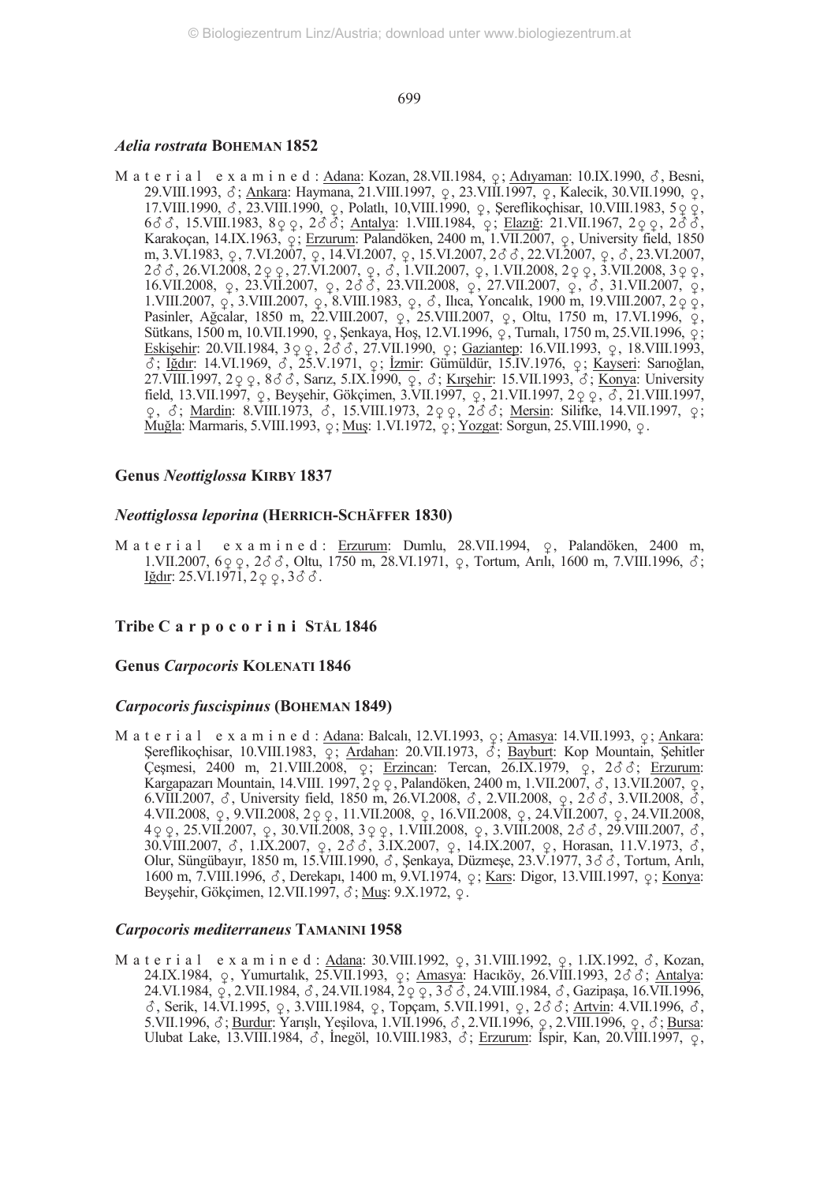### *Aelia rostrata* BOHEMAN 1852

Material examined: Adana: Kozan, 28.VII.1984, ♀; Adıyaman: 10.IX.1990, ♂, Besni, 29.VIII.1993, ♂; Ankara: Haymana, 21.VIII.1997, ♀, 23.VIII.1997, ♀, Kalecik, 30.VII.1990, ♀, 17.VIII.1990, ♂, 23.VIII.1990, ♀, Polatlı, 10,VIII.1990, ♀, Şereflikoçhisar, 10.VIII.1983, 5♀♀, 6♂♂, 15.VIII.1983, 8♀♀, 2♂♂; Antalya: 1.VIII.1984, ♀; Elazığ: 21.VII.1967, 2♀♀, 2♂♂, Karakoçan, 14.IX.1963, ♀; Erzurum: Palandöken, 2400 m, 1.VII.2007, ♀, University field, 1850 m, 3.VI.1983, ♀, 7.VI.2007, ♀, 14.VI.2007, ♀, 15.VI.2007, 2♂♂, 22.VI.2007, ♀, ♂, 23.VI.2007, 2♂♂, 26.VI.2008, 2♀♀, 27.VI.2007, ♀, ♂, 1.VII.2007, ♀, 1.VII.2008, 2♀♀, 3.VII.2008, 3♀♀, 16.VII.2008, ♀, 23.VII.2007, ♀, 2♂♂, 23.VII.2008, ♀, 27.VII.2007, ♀, ♂, 31.VII.2007, ♀, 1.VIII.2007, ♀, 3.VIII.2007, ♀, 8.VIII.1983, ♀, ♂, Ilıca, Yoncalık, 1900 m, 19.VIII.2007, 2♀♀, Pasinler, Ağcalar, 1850 m, 22.VIII.2007, ♀, 25.VIII.2007, ♀, Oltu, 1750 m, 17.VI.1996, ♀, Sütkans, 1500 m, 10.VII.1990, ♀, Şenkaya, Hoş, 12.VI.1996, ♀, Turnalı, 1750 m, 25.VII.1996, ♀; Eskişehir: 20.VII.1984, 3♀♀, 2♂♂, 27.VII.1990, ♀; Gaziantep: 16.VII.1993, ♀, 18.VIII.1993, ♂; Iğdır: 14.VI.1969, ♂, 25.V.1971, ♀; İzmir: Gümüldür, 15.IV.1976, ♀; Kayseri: Sarıoğlan, 27.VIII.1997, 2♀♀, 8♂♂, Sarız, 5.IX.1990, ♀, ♂; Kırşehir: 15.VII.1993, ♂; Konya: University field, 13.VII.1997, ♀, Beyşehir, Gökçimen, 3.VII.1997, ♀, 21.VII.1997, 2♀♀, ♂, 21.VIII.1997, ♀, ♂; Mardin: 8.VIII.1973, ♂, 15.VIII.1973, 2♀♀, 2♂♂; Mersin: Silifke, 14.VII.1997, ♀; Muğla: Marmaris, 5.VIII.1993, ♀; Muş: 1.VI.1972, ♀; Yozgat: Sorgun, 25.VIII.1990, ♀.

## Genus *Neottiglossa* KIRBY 1837

### *Neottiglossa leporina* (HERRICH-SCHÄFFER 1830)

Material examined: Erzurum: Dumlu, 28.VII.1994, ♀, Palandöken, 2400 m, 1.VII.2007, 6♀♀, 2♂♂, Oltu, 1750 m, 28.VI.1971, ♀, Tortum, Arılı, 1600 m, 7.VIII.1996, ♂; Iğdır: 25.VI.1971, 2♀♀, 3♂♂.

## Tribe Carpocorini STÅL 1846

## Genus *Carpocoris* KOLENATI 1846

### *Carpocoris fuscispinus* (BOHEMAN 1849)

Material examined: Adana: Balcalı, 12.VI.1993, ♀; Amasya: 14.VII.1993, ♀; Ankara: Şereflikoçhisar, 10.VIII.1983, ♀; Ardahan: 20.VII.1973, ♂; Bayburt: Kop Mountain, Şehitler Çeşmesi, 2400 m, 21.VIII.2008, ♀; Erzincan: Tercan, 26.IX.1979, ♀, 2♂♂; Erzurum: Kargapazarı Mountain, 14.VIII. 1997, 2♀♀, Palandöken, 2400 m, 1.VII.2007, ♂, 13.VII.2007, ♀, 6.VIII.2007, ♂, University field, 1850 m, 26.VI.2008, ♂, 2.VII.2008, ♀, 2♂♂, 3.VII.2008, ♂, 4.VII.2008, ♀, 9.VII.2008, 2♀♀, 11.VII.2008, ♀, 16.VII.2008, ♀, 24.VII.2007, ♀, 24.VII.2008, 4♀♀, 25.VII.2007, ♀, 30.VII.2008, 3♀♀, 1.VIII.2008, ♀, 3.VIII.2008, 2♂♂, 29.VIII.2007, ♂, 30.VIII.2007, ♂, 1.IX.2007, ♀, 2♂♂, 3.IX.2007, ♀, 14.IX.2007, ♀, Horasan, 11.V.1973, ♂, Olur, Süngübayır, 1850 m, 15.VIII.1990, ♂, Şenkaya, Düzmeşe, 23.V.1977, 3♂♂, Tortum, Arılı, 1600 m, 7.VIII.1996, ♂, Derekapı, 1400 m, 9.VI.1974, ♀; Kars: Digor, 13.VIII.1997, ♀; Konya: Beyşehir, Gökçimen, 12.VII.1997, ♂; Muş: 9.X.1972, ♀.

### *Carpocoris mediterraneus* TAMANINI 1958

Material examined: Adana: 30.VIII.1992, ♀, 31.VIII.1992, ♀, 1.IX.1992, ♂, Kozan, 24.IX.1984, ♀, Yumurtalık, 25.VII.1993, ♀; Amasya: Hacıköy, 26.VIII.1993, 2♂♂; Antalya: 24.VI.1984, ♀, 2.VII.1984, ♂, 24.VII.1984, 2♀♀, 3♂♂, 24.VIII.1984, ♂, Gazipaşa, 16.VII.1996, ♂, Serik, 14.VI.1995, ♀, 3.VIII.1984, ♀, Topçam, 5.VII.1991, ♀, 2♂♂; Artvin: 4.VII.1996, ♂, 5.VII.1996, ♂; Burdur: Yarışlı, Yeşilova, 1.VII.1996, ♂, 2.VII.1996, ♀, 2.VIII.1996, ♀, ♂; Bursa: Ulubat Lake, 13.VIII.1984, ♂, İnegöl, 10.VIII.1983, ♂; Erzurum: İspir, Kan, 20.VIII.1997, ♀,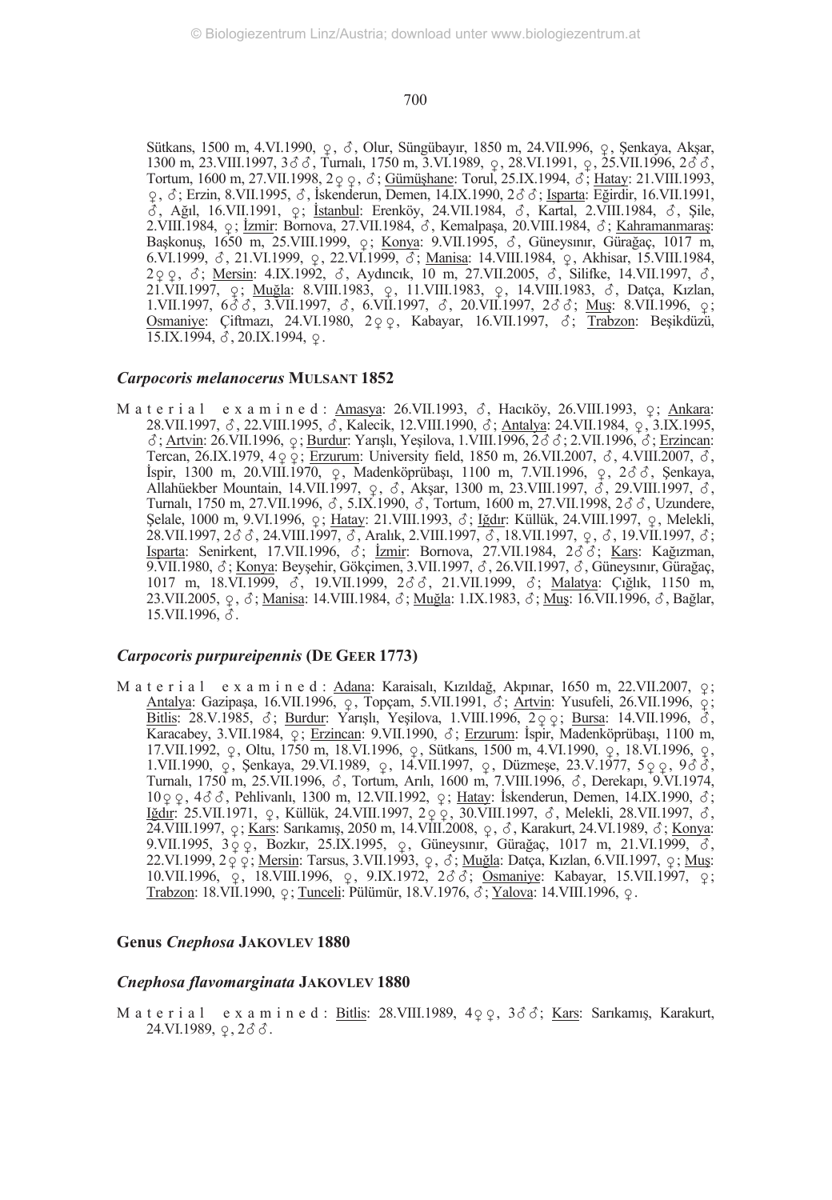Sütkans, 1500 m, 4.VI.1990, ♀, ♂, Olur, Süngübayır, 1850 m, 24.VII.996, ♀, Şenkaya, Akşar, 1300 m, 23.VIII.1997, 3♂♂, Turnalı, 1750 m, 3.VI.1989, ♀, 28.VI.1991, ♀, 25.VII.1996, 2♂♂, Tortum, 1600 m, 27.VII.1998, 2♀♀, ♂; Gümüşhane: Torul, 25.IX.1994, ♂; Hatay: 21.VIII.1993, ♀, ♂; Erzin, 8.VII.1995, ♂, İskenderun, Demen, 14.IX.1990, 2♂♂; Isparta: Eğirdir, 16.VII.1991, ♂, Ağıl, 16.VII.1991, ♀; İstanbul: Erenköy, 24.VII.1984, ♂, Kartal, 2.VIII.1984, ♂, Şile, 2.VIII.1984, ♀; İzmir: Bornova, 27.VII.1984, ♂, Kemalpaşa, 20.VIII.1984, ♂; Kahramanmaraş: Başkonuş, 1650 m, 25.VIII.1999, ♀; Konya: 9.VII.1995, ♂, Güneysınır, Gürağaç, 1017 m, 6.VI.1999, ♂, 21.VI.1999, ♀, 22.VI.1999, ♂; Manisa: 14.VIII.1984, ♀, Akhisar, 15.VIII.1984, 2♀♀, ♂; Mersin: 4.IX.1992, ♂, Aydıncık, 10 m, 27.VII.2005, ♂, Silifke, 14.VII.1997, ♂, 21.VII.1997, ♀; Muğla: 8.VIII.1983, ♀, 11.VIII.1983, ♀, 14.VIII.1983, ♂, Datça, Kızlan, 1.VII.1997, 6♂♂, 3.VII.1997, ♂, 6.VII.1997, ♂, 20.VII.1997, 2♂♂; Muş: 8.VII.1996, ♀; Osmaniye: Çiftmazı, 24.VI.1980, 2♀♀, Kabayar, 16.VII.1997, ♂; Trabzon: Beşikdüzü, 15.IX.1994, ♂, 20.IX.1994, ♀.

### *Carpocoris melanocerus* MULSANT 1852

Material examined: Amasya: 26.VII.1993, ♂, Hacıköy, 26.VIII.1993, ♀; Ankara: 28.VII.1997, ♂, 22.VIII.1995, ♂, Kalecik, 12.VIII.1990, ♂; Antalya: 24.VII.1984, ♀, 3.IX.1995, ♂; Artvin: 26.VII.1996, ♀; Burdur: Yarışlı, Yeşilova, 1.VIII.1996, 2♂♂; 2.VII.1996, ♂; Erzincan: Tercan, 26.IX.1979, 4♀♀; Erzurum: University field, 1850 m, 26.VII.2007, ♂, 4.VIII.2007, ♂, İspir, 1300 m, 20.VIII.1970, ♀, Madenköprübaşı, 1100 m, 7.VII.1996, ♀, 2♂♂, Şenkaya, Allahüekber Mountain, 14.VII.1997, ♀, ♂, Akşar, 1300 m, 23.VIII.1997, ♂, 29.VIII.1997, ♂, Turnalı, 1750 m, 27.VII.1996, ♂, 5.IX.1990, ♂, Tortum, 1600 m, 27.VII.1998, 2♂♂, Uzundere, Şelale, 1000 m, 9.VI.1996, ♀; Hatay: 21.VIII.1993, ♂; Iğdır: Küllük, 24.VIII.1997, ♀, Melekli, 28.VII.1997, 2♂♂, 24.VIII.1997, ♂, Aralık, 2.VIII.1997, ♂, 18.VII.1997, ♀, ♂, 19.VII.1997, ♂; Isparta: Senirkent, 17.VII.1996, ♂; İzmir: Bornova, 27.VII.1984, 2♂♂; Kars: Kağızman, 9.VII.1980, ♂; Konya: Beyşehir, Gökçimen, 3.VII.1997, ♂, 26.VII.1997, ♂, Güneysınır, Gürağaç, 1017 m, 18.VI.1999, ♂, 19.VII.1999, 2♂♂, 21.VII.1999, ♂; Malatya: Çığlık, 1150 m, 23.VII.2005, ♀, ♂; Manisa: 14.VIII.1984, ♂; Muğla: 1.IX.1983, ♂; Muş: 16.VII.1996, ♂, Bağlar, 15.VII.1996, ♂.

### *Carpocoris purpureipennis* (DE GEER 1773)

Material examined: Adana: Karaisalı, Kızıldağ, Akpınar, 1650 m, 22.VII.2007, ♀; Antalya: Gazipaşa, 16.VII.1996, ♀, Topçam, 5.VII.1991, ♂; Artvin: Yusufeli, 26.VII.1996, ♀; Bitlis: 28.V.1985, ♂; Burdur: Yarışlı, Yeşilova, 1.VIII.1996, 2♀♀; Bursa: 14.VII.1996, ♂, Karacabey, 3.VII.1984, ♀; Erzincan: 9.VII.1990, ♂; Erzurum: İspir, Madenköprübaşı, 1100 m, 17.VII.1992, ♀, Oltu, 1750 m, 18.VI.1996, ♀, Sütkans, 1500 m, 4.VI.1990, ♀, 18.VI.1996, ♀, 1.VII.1990, ♀, Şenkaya, 29.VI.1989, ♀, 14.VII.1997, ♀, Düzmeşe, 23.V.1977, 5♀♀, 9♂♂, Turnalı, 1750 m, 25.VII.1996, ♂, Tortum, Arılı, 1600 m, 7.VIII.1996, ♂, Derekapı, 9.VI.1974, 10♀♀, 4♂♂, Pehlivanlı, 1300 m, 12.VII.1992, ♀; Hatay: İskenderun, Demen, 14.IX.1990, ♂; Iğdır: 25.VII.1971, ♀, Küllük, 24.VIII.1997, 2♀♀, 30.VIII.1997, ♂, Melekli, 28.VII.1997, ♂, 24.VIII.1997, ♀; Kars: Sarıkamış, 2050 m, 14.VIII.2008, ♀, ♂, Karakurt, 24.VI.1989, ♂; Konya: 9.VII.1995, 3♀♀, Bozkır, 25.IX.1995, ♀, Güneysınır, Gürağaç, 1017 m, 21.VI.1999, ♂, 22.VI.1999, 2♀♀; Mersin: Tarsus, 3.VII.1993, ♀, ♂; Muğla: Datça, Kızlan, 6.VII.1997, ♀; Muş: 10.VII.1996, ♀, 18.VIII.1996, ♀, 9.IX.1972, 2♂♂; Osmaniye: Kabayar, 15.VII.1997, ♀; Trabzon: 18.VII.1990, ♀; Tunceli: Pülümür, 18.V.1976, ♂; Yalova: 14.VIII.1996, ♀.

## Genus *Cnephosa* JAKOVLEV 1880

### *Cnephosa flavomarginata* JAKOVLEV 1880

Material examined: Bitlis: 28.VIII.1989, 4♀♀, 3♂♂; Kars: Sarıkamış, Karakurt, 24.VI.1989, ♀, 2♂♂.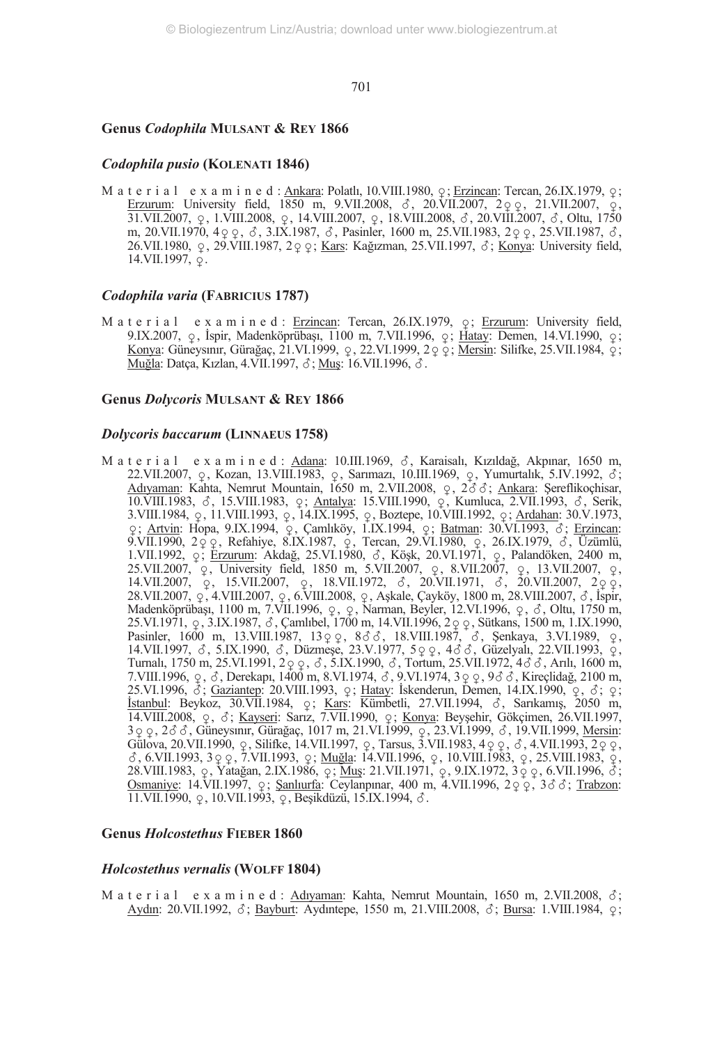## Genus *Codophila* MULSANT & REY 1866

### *Codophila pusio* (KOLENATI 1846)

Material examined: Ankara: Polatlı, 10.VIII.1980, ♀; Erzincan: Tercan, 26.IX.1979, ♀; Erzurum: University field, 1850 m, 9.VII.2008, ♂, 20.VII.2007, 2♀♀, 21.VII.2007, ♀, 31.VII.2007, ♀, 1.VIII.2008, ♀, 14.VIII.2007, ♀, 18.VIII.2008, ♂, 20.VIII.2007, ♂, Oltu, 1750 m, 20.VII.1970, 4♀♀, ♂, 3.IX.1987, ♂, Pasinler, 1600 m, 25.VII.1983, 2♀♀, 25.VII.1987, ♂, 26.VII.1980, ♀, 29.VIII.1987, 2♀♀; Kars: Kağızman, 25.VII.1997, ♂; Konya: University field, 14.VII.1997, ♀.

### *Codophila varia* (FABRICIUS 1787)

Material examined: Erzincan: Tercan, 26.IX.1979, ♀; Erzurum: University field, 9.IX.2007, ♀, İspir, Madenköprübaşı, 1100 m, 7.VII.1996, ♀; Hatay: Demen, 14.VI.1990, ♀; Konya: Güneysınır, Gürağaç, 21.VI.1999, ♀, 22.VI.1999, 2♀♀; Mersin: Silifke, 25.VII.1984, ♀; Muğla: Datça, Kızlan, 4.VII.1997, ♂; Muş: 16.VII.1996, ♂.

## Genus *Dolycoris* MULSANT & REY 1866

### *Dolycoris baccarum* (LINNAEUS 1758)

Material examined: Adana: 10.III.1969, ♂, Karaisalı, Kızıldağ, Akpınar, 1650 m, 22.VII.2007, ♀, Kozan, 13.VIII.1983, ♀, Sarımazı, 10.III.1969, ♀, Yumurtalık, 5.IV.1992, ♂; Adıyaman: Kahta, Nemrut Mountain, 1650 m, 2.VII.2008, ♀, 2♂♂; Ankara: Şereflikoçhisar, 10.VIII.1983, ♂, 15.VIII.1983, ♀; Antalya: 15.VIII.1990, ♀, Kumluca, 2.VII.1993, ♂, Serik, 3.VIII.1984, ♀, 11.VIII.1993, ♀, 14.IX.1995, ♀, Boztepe, 10.VIII.1992, ♀; Ardahan: 30.V.1973, ♀; Artvin: Hopa, 9.IX.1994, ♀, Çamlıköy, 1.IX.1994, ♀; Batman: 30.VI.1993, ♂; Erzincan: 9.VII.1990, 2♀♀, Refahiye, 8.IX.1987, ♀, Tercan, 29.VI.1980, ♀, 26.IX.1979, ♂, Üzümlü, 1.VII.1992, ♀; Erzurum: Akdağ, 25.VII.1980, ♂, Köşk, 20.VI.1971, ♀, Palandöken, 2400 m, 25.VII.2007, ♀, University field, 1850 m, 5.VII.2007, ♀, 8.VII.2007, ♀, 13.VII.2007, ♀, 14.VII.2007, ♀, 15.VII.2007, ♀, 18.VII.1972, ♂, 20.VII.1971, ♂, 20.VII.2007, 2♀♀, 28.VII.2007, ♀, 4.VIII.2007, ♀, 6.VIII.2008, ♀, Aşkale, Çayköy, 1800 m, 28.VIII.2007, ♂, İspir, Madenköprübaşı, 1100 m, 7.VII.1996, ♀, ♀, Narman, Beyler, 12.VI.1996, ♀, ♂, Oltu, 1750 m, 25.VI.1971, ♀, 3.IX.1987, ♂, Çamlıbel, 1700 m, 14.VII.1996, 2♀♀, Sütkans, 1500 m, 1.IX.1990, Pasinler, 1600 m, 13.VIII.1987, 13♀♀, 8♂♂, 18.VIII.1987, ♂, Şenkaya, 3.VI.1989, ♀, 14.VII.1997, ♂, 5.IX.1990, ♂, Düzmeşe, 23.V.1977, 5♀♀, 4♂♂, Güzelyalı, 22.VII.1993, ♀, Turnalı, 1750 m, 25.VI.1991, 2♀♀, ♂, 5.IX.1990, ♂, Tortum, 25.VII.1972, 4♂♂, Arılı, 1600 m, 7.VIII.1996, ♀, ♂, Derekapı, 1400 m, 8.VI.1974, ♂, 9.VI.1974, 3♀♀, 9♂♂, Kireçlidağ, 2100 m, 25.VI.1996, ♂; Gaziantep: 20.VIII.1993, ♀; Hatay: İskenderun, Demen, 14.IX.1990, ♀, ♂; ♀; İstanbul: Beykoz, 30.VII.1984, ♀; Kars: Kümbetli, 27.VII.1994, ♂, Sarıkamış, 2050 m, 14.VIII.2008, ♀, ♂; Kayseri: Sarız, 7.VII.1990, ♀; Konya: Beyşehir, Gökçimen, 26.VII.1997, 3♀♀, 2♂♂, Güneysınır, Gürağaç, 1017 m, 21.VI.1999, ♀, 23.VI.1999, ♂, 19.VII.1999, Mersin: Gülova, 20.VII.1990, ♀, Silifke, 14.VII.1997, ♀, Tarsus, 3.VII.1983, 4♀♀, ♂, 4.VII.1993, 2♀♀, ♂, 6.VII.1993, 3♀♀, 7.VII.1993, ♀; Muğla: 14.VII.1996, ♀, 10.VIII.1983, ♀, 25.VIII.1983, ♀, 28.VIII.1983, ♀, Yatağan, 2.IX.1986, ♀; Muş: 21.VII.1971, ♀, 9.IX.1972, 3♀♀, 6.VII.1996, ♂; Osmaniye: 14.VII.1997, ♀; Şanlıurfa: Ceylanpınar, 400 m, 4.VII.1996, 2♀♀, 3♂♂; Trabzon: 11.VII.1990, ♀, 10.VII.1993, ♀, Beşikdüzü, 15.IX.1994, ♂.

## Genus *Holcostethus* FIEBER 1860

### *Holcostethus vernalis* (WOLFF 1804)

Material examined: Adıyaman: Kahta, Nemrut Mountain, 1650 m, 2.VII.2008, ♂; Aydın: 20.VII.1992, ♂; Bayburt: Aydıntepe, 1550 m, 21.VIII.2008, ♂; Bursa: 1.VIII.1984, ♀;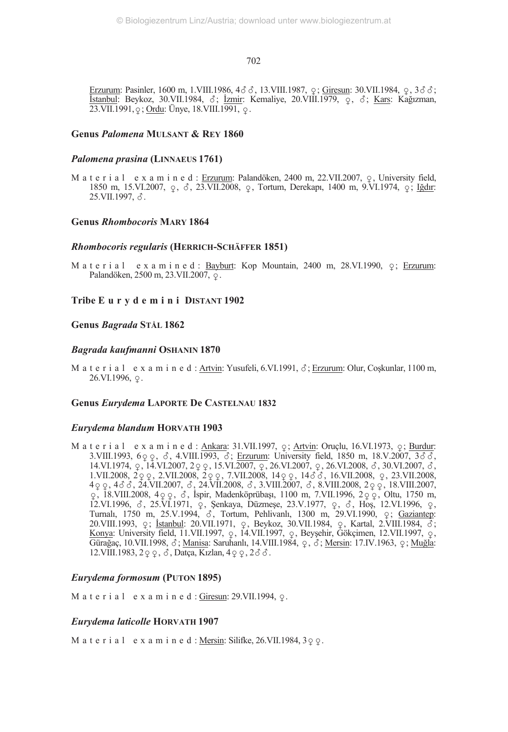Erzurum: Pasinler, 1600 m, 1.VIII.1986, 4♂♂, 13.VIII.1987, ♀; Giresun: 30.VII.1984, ♀, 3♂♂; İstanbul: Beykoz, 30.VII.1984, ♂; İzmir: Kemaliye, 20.VIII.1979, ♀, ♂; Kars: Kağızman, 23.VII.1991, ♀; Ordu: Ünye, 18.VIII.1991, ♀.

### Genus *Palomena* MULSANT & REY 1860

#### *Palomena prasina* (LINNAEUS 1761)

Material examined: Erzurum: Palandöken, 2400 m, 22.VII.2007, ♀, University field, 1850 m, 15.VI.2007, ♀, ♂, 23.VII.2008, ♀, Tortum, Derekapı, 1400 m, 9.VI.1974, ♀; Iğdır: 25.VII.1997, ♂.

### Genus *Rhombocoris* MARY 1864

#### *Rhombocoris regularis* (HERRICH-SCHÄFFER 1851)

Material examined: Bayburt: Kop Mountain, 2400 m, 28.VI.1990, ♀; Erzurum: Palandöken, 2500 m, 23.VII.2007, ♀.

## Tribe Eurydemini DISTANT 1902

### Genus *Bagrada* STÅL 1862

#### *Bagrada kaufmanni* OSHANIN 1870

Material examined: Artvin: Yusufeli, 6.VI.1991, ♂; Erzurum: Olur, Coşkunlar, 1100 m, 26.VI.1996, ♀.

### Genus *Eurydema* LAPORTE De CASTELNAU 1832

#### *Eurydema blandum* HORVATH 1903

Material examined: Ankara: 31.VII.1997, ♀; Artvin: Oruçlu, 16.VI.1973, ♀; Burdur: 3.VIII.1993, 6♀♀, ♂, 4.VIII.1993, ♂; Erzurum: University field, 1850 m, 18.V.2007, 3♂♂, 14.VI.1974, ♀, 14.VI.2007, 2♀♀, 15.VI.2007, ♀, 26.VI.2007, ♀, 26.VI.2008, ♂, 30.VI.2007, ♂, 1.VII.2008, 2♀♀, 2.VII.2008, 2♀♀, 7.VII.2008, 14♀♀, 14♂♂, 16.VII.2008, ♀, 23.VII.2008, 4♀♀, 4♂♂, 24.VII.2007, ♂, 24.VII.2008, ♂, 3.VIII.2007, ♂, 8.VIII.2008, 2♀♀, 18.VIII.2007, ♀, 18.VIII.2008, 4♀♀, ♂, İspir, Madenköprübaşı, 1100 m, 7.VII.1996, 2♀♀, Oltu, 1750 m, 12.VI.1996, ♂, 25.VI.1971, ♀, Şenkaya, Düzmeşe, 23.V.1977, ♀, ♂, Hoş, 12.VI.1996, ♀, Turnalı, 1750 m, 25.V.1994, ♂, Tortum, Pehlivanlı, 1300 m, 29.VI.1990, ♀; Gaziantep: 20.VIII.1993, ♀; İstanbul: 20.VII.1971, ♀, Beykoz, 30.VII.1984, ♀, Kartal, 2.VIII.1984, ♂; Konya: University field, 11.VII.1997, ♀, 14.VII.1997, ♀, Beyşehir, Gökçimen, 12.VII.1997, ♀, Gürağaç, 10.VII.1998, ♂; Manisa: Saruhanlı, 14.VIII.1984, ♀, ♂; Mersin: 17.IV.1963, ♀; Muğla: 12.VIII.1983, 2♀♀, ♂, Datça, Kızlan, 4♀♀, 2♂♂.

#### *Eurydema formosum* (PUTON 1895)

Material examined: Giresun: 29.VII.1994, ♀.

#### *Eurydema laticolle* HORVATH 1907

Material examined: Mersin: Silifke, 26.VII.1984, 3♀♀.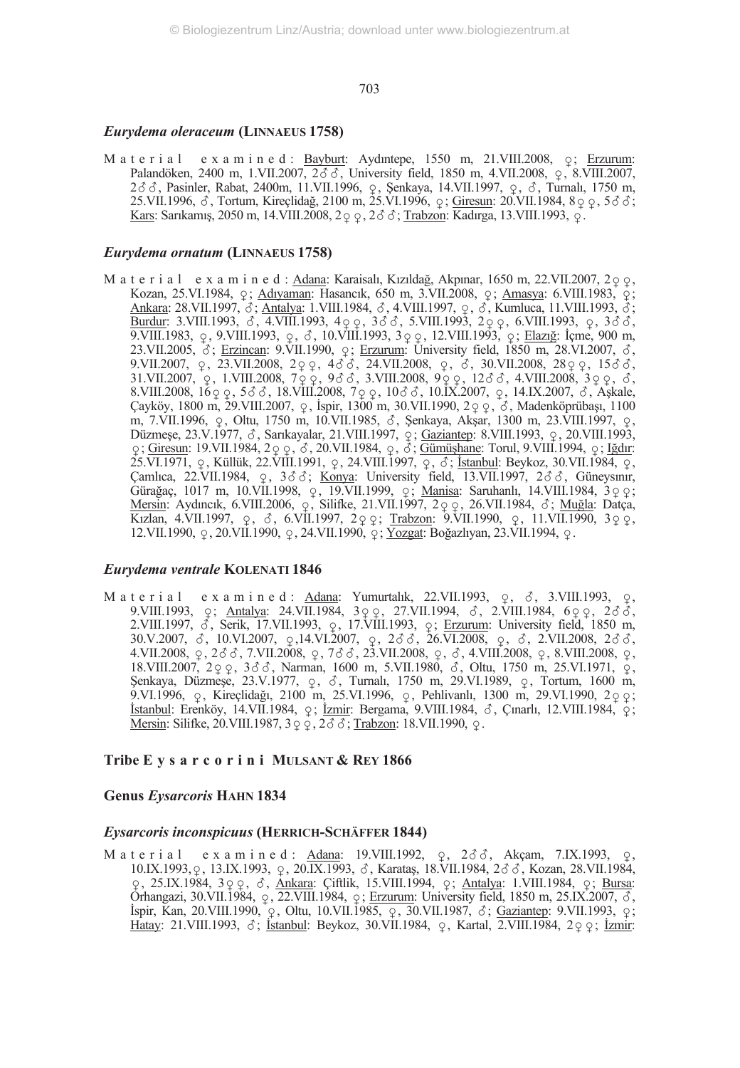### *Eurydema oleraceum* (LINNAEUS 1758)

M a t e r i a l   e x a m i n e d : Bayburt: Aydıntepe, 1550 m, 21.VIII.2008, ♀; Erzurum: Palandöken, 2400 m, 1.VII.2007, 2♂♂, University field, 1850 m, 4.VII.2008, ♀, 8.VIII.2007, 2♂♂, Pasinler, Rabat, 2400m, 11.VII.1996, ♀, Şenkaya, 14.VII.1997, ♀, ♂, Turnalı, 1750 m, 25.VII.1996, ♂, Tortum, Kireçlidağ, 2100 m, 25.VI.1996, ♀; Giresun: 20.VII.1984, 8♀♀, 5♂♂; Kars: Sarıkamış, 2050 m, 14.VIII.2008, 2♀♀, 2♂♂; Trabzon: Kadırga, 13.VIII.1993, ♀.

### *Eurydema ornatum* (LINNAEUS 1758)

M a t e r i a l   e x a m i n e d : Adana: Karaisalı, Kızıldağ, Akpınar, 1650 m, 22.VII.2007, 2♀♀, Kozan, 25.VI.1984, ♀; Adıyaman: Hasancık, 650 m, 3.VII.2008, ♀; Amasya: 6.VIII.1983, ♀; Ankara: 28.VII.1997, ♂; Antalya: 1.VIII.1984, ♂, 4.VIII.1997, ♀, ♂, Kumluca, 11.VIII.1993, ♂; Burdur: 3.VIII.1993, ♂, 4.VIII.1993, 4♀♀, 3♂♂, 5.VIII.1993, 2♀♀, 6.VIII.1993, ♀, 3♂♂, 9.VIII.1983, ♀, 9.VIII.1993, ♀, ♂, 10.VIII.1993, 3♀♀, 12.VIII.1993, ♀; Elazığ: İçme, 900 m, 23.VII.2005, ♂; Erzincan: 9.VII.1990, ♀; Erzurum: University field, 1850 m, 28.VI.2007, ♂, 9.VII.2007, ♀, 23.VII.2008, 2♀♀, 4♂♂, 24.VII.2008, ♀, ♂, 30.VII.2008, 28♀♀, 15♂♂, 31.VII.2007, ♀, 1.VIII.2008, 7♀♀, 9♂♂, 3.VIII.2008, 9♀♀, 12♂♂, 4.VIII.2008, 3♀♀, ♂, 8.VIII.2008, 16♀♀, 5♂♂, 18.VIII.2008, 7♀♀, 10♂♂, 10.IX.2007, ♀, 14.IX.2007, ♂, Aşkale, Çayköy, 1800 m, 29.VIII.2007, ♀, İspir, 1300 m, 30.VII.1990, 2♀♀, ♂, Madenköprübaşı, 1100 m, 7.VII.1996, ♀, Oltu, 1750 m, 10.VII.1985, ♂, Şenkaya, Akşar, 1300 m, 23.VIII.1997, ♀, Düzmeşe, 23.V.1977, ♂, Sarıkayalar, 21.VIII.1997, ♀; Gaziantep: 8.VIII.1993, ♀, 20.VIII.1993, ♀; Giresun: 19.VII.1984, 2♀♀, ♂, 20.VII.1984, ♀, ♂; Gümüşhane: Torul, 9.VIII.1994, ♀; Iğdır: 25.VI.1971, ♀, Küllük, 22.VIII.1991, ♀, 24.VIII.1997, ♀, ♂; İstanbul: Beykoz, 30.VII.1984, ♀, Çamlıca, 22.VII.1984, ♀, 3♂♂; Konya: University field, 13.VII.1997, 2♂♂, Güneysınır, Gürağaç, 1017 m, 10.VII.1998, ♀, 19.VII.1999, ♀; Manisa: Saruhanlı, 14.VIII.1984, 3♀♀; Mersin: Aydıncık, 6.VIII.2006, ♀, Silifke, 21.VII.1997, 2♀♀, 26.VII.1984, ♂; Muğla: Datça, Kızlan, 4.VII.1997, ♀, ♂, 6.VII.1997, 2♀♀; Trabzon: 9.VII.1990, ♀, 11.VII.1990, 3♀♀, 12.VII.1990, ♀, 20.VII.1990, ♀, 24.VII.1990, ♀; Yozgat: Boğazlıyan, 23.VII.1994, ♀.

### *Eurydema ventrale* KOLENATI 1846

M a t e r i a l   e x a m i n e d : Adana: Yumurtalık, 22.VII.1993, ♀, ♂, 3.VIII.1993, ♀, 9.VIII.1993, ♀; Antalya: 24.VII.1984, 3♀♀, 27.VII.1994, ♂, 2.VIII.1984, 6♀♀, 2♂♂, 2.VIII.1997, ♂, Serik, 17.VII.1993, ♀, 17.VIII.1993, ♀; Erzurum: University field, 1850 m, 30.V.2007, ♂, 10.VI.2007, ♀,14.VI.2007, ♀, 2♂♂, 26.VI.2008, ♀, ♂, 2.VII.2008, 2♂♂, 4.VII.2008, ♀, 2♂♂, 7.VII.2008, ♀, 7♂♂, 23.VII.2008, ♀, ♂, 4.VIII.2008, ♀, 8.VIII.2008, ♀, 18.VIII.2007, 2♀♀, 3♂♂, Narman, 1600 m, 5.VII.1980, ♂, Oltu, 1750 m, 25.VI.1971, ♀, Şenkaya, Düzmeşe, 23.V.1977, ♀, ♂, Turnalı, 1750 m, 29.VI.1989, ♀, Tortum, 1600 m, 9.VI.1996, ♀, Kireçlidağı, 2100 m, 25.VI.1996, ♀, Pehlivanlı, 1300 m, 29.VI.1990, 2♀♀; İstanbul: Erenköy, 14.VII.1984, ♀; İzmir: Bergama, 9.VIII.1984, ♂, Çınarlı, 12.VIII.1984, ♀; Mersin: Silifke, 20.VIII.1987, 3♀♀, 2♂♂; Trabzon: 18.VII.1990, ♀.

## Tribe E y s a r c o r i n i MULSANT & REY 1866

## Genus *Eysarcoris* HAHN 1834

### *Eysarcoris inconspicuus* (HERRICH-SCHÄFFER 1844)

M a t e r i a l   e x a m i n e d : Adana: 19.VIII.1992, ♀, 2♂♂, Akçam, 7.IX.1993, ♀, 10.IX.1993,♀, 13.IX.1993, ♀, 20.IX.1993, ♂, Karataş, 18.VII.1984, 2♂♂, Kozan, 28.VII.1984, ♀, 25.IX.1984, 3♀♀, ♂, Ankara: Çiftlik, 15.VIII.1994, ♀; Antalya: 1.VIII.1984, ♀; Bursa: Orhangazi, 30.VII.1984, ♀, 22.VIII.1984, ♀; Erzurum: University field, 1850 m, 25.IX.2007, ♂, İspir, Kan, 20.VIII.1990, ♀, Oltu, 10.VII.1985, ♀, 30.VII.1987, ♂; Gaziantep: 9.VII.1993, ♀; Hatay: 21.VIII.1993, ♂; İstanbul: Beykoz, 30.VII.1984, ♀, Kartal, 2.VIII.1984, 2♀♀; İzmir: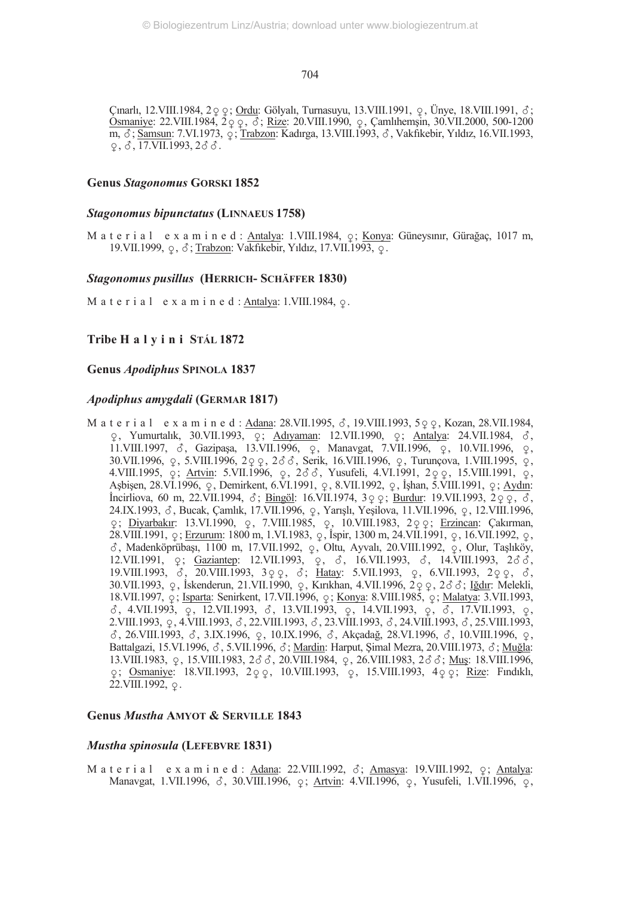Çınarlı, 12.VIII.1984, 2♀♀; Ordu: Gölyalı, Turnasuyu, 13.VIII.1991, ♀, Ünye, 18.VIII.1991, ♂; Osmaniye: 22.VIII.1984, 2♀♀, ♂; Rize: 20.VIII.1990, ♀, Çamlıhemşin, 30.VII.2000, 500-1200 m, ♂; Samsun: 7.VI.1973, ♀; Trabzon: Kadırga, 13.VIII.1993, ♂, Vakfıkebir, Yıldız, 16.VII.1993, ♀, ♂, 17.VII.1993, 2♂♂.

### Genus *Stagonomus* GORSKI 1852

#### *Stagonomus bipunctatus* (LINNAEUS 1758)

M a t e r i a l e x a m i n e d : Antalya: 1.VIII.1984, ♀; Konya: Güneysınır, Gürağaç, 1017 m, 19.VII.1999, ♀, ♂; Trabzon: Vakfıkebir, Yıldız, 17.VII.1993, ♀.

#### *Stagonomus pusillus* (HERRICH- SCHÄFFER 1830)

M a t e r i a l e x a m i n e d : Antalya: 1.VIII.1984, ♀.

### Tribe H a l y i n i STÅL 1872

### Genus *Apodiphus* SPINOLA 1837

#### *Apodiphus amygdali* (GERMAR 1817)

M a t e r i a l e x a m i n e d : Adana: 28.VII.1995, ♂, 19.VIII.1993, 5♀♀, Kozan, 28.VII.1984, ♀, Yumurtalık, 30.VII.1993, ♀; Adıyaman: 12.VII.1990, ♀; Antalya: 24.VII.1984, ♂, 11.VIII.1997, ♂, Gazipaşa, 13.VII.1996, ♀, Manavgat, 7.VII.1996, ♀, 10.VII.1996, ♀, 30.VII.1996, ♀, 5.VIII.1996, 2♀♀, 2♂♂, Serik, 16.VIII.1996, ♀, Turunçova, 1.VIII.1995, ♀, 4.VIII.1995, ♀; Artvin: 5.VII.1996, ♀, 2♂♂, Yusufeli, 4.VI.1991, 2♀♀, 15.VIII.1991, ♀, Aşbişen, 28.VI.1996, ♀, Demirkent, 6.VI.1991, ♀, 8.VII.1992, ♀, İşhan, 5.VIII.1991, ♀; Aydın: İncirliova, 60 m, 22.VII.1994, ♂; Bingöl: 16.VII.1974, 3♀♀; Burdur: 19.VII.1993, 2♀♀, ♂, 24.IX.1993, ♂, Bucak, Çamlık, 17.VII.1996, ♀, Yarışlı, Yeşilova, 11.VII.1996, ♀, 12.VIII.1996, ♀; Diyarbakır: 13.VI.1990, ♀, 7.VIII.1985, ♀, 10.VIII.1983, 2♀♀; Erzincan: Çakırman, 28.VIII.1991, ♀; Erzurum: 1800 m, 1.VI.1983, ♀, İspir, 1300 m, 24.VII.1991, ♀, 16.VII.1992, ♀, ♂, Madenköprübaşı, 1100 m, 17.VII.1992, ♀, Oltu, Ayvalı, 20.VIII.1992, ♀, Olur, Taşlıköy, 12.VII.1991, ♀; Gaziantep: 12.VII.1993, ♀, ♂, 16.VII.1993, ♂, 14.VIII.1993, 2♂♂, 19.VIII.1993, ♂, 20.VIII.1993, 3♀♀, ♂; Hatay: 5.VII.1993, ♀, 6.VII.1993, 2♀♀, ♂, 30.VII.1993, ♀, İskenderun, 21.VII.1990, ♀, Kırıkhan, 4.VII.1996, 2♀♀, 2♂♂; Iğdır: Melekli, 18.VII.1997, ♀; Isparta: Senirkent, 17.VII.1996, ♀; Konya: 8.VIII.1985, ♀; Malatya: 3.VII.1993, ♂, 4.VII.1993, ♀, 12.VII.1993, ♂, 13.VII.1993, ♀, 14.VII.1993, ♀, ♂, 17.VII.1993, ♀, 2.VIII.1993, ♀, 4.VIII.1993, ♂, 22.VIII.1993, ♂, 23.VIII.1993, ♂, 24.VIII.1993, ♂, 25.VIII.1993, ♂, 26.VIII.1993, ♂, 3.IX.1996, ♀, 10.IX.1996, ♂, Akçadağ, 28.VI.1996, ♂, 10.VIII.1996, ♀, Battalgazi, 15.VI.1996, ♂, 5.VII.1996, ♂; Mardin: Harput, Şimal Mezra, 20.VIII.1973, ♂; Muğla: 13.VIII.1983, ♀, 15.VIII.1983, 2♂♂, 20.VIII.1984, ♀, 26.VIII.1983, 2♂♂; Muş: 18.VIII.1996, ♀; Osmaniye: 18.VII.1993, 2♀♀, 10.VIII.1993, ♀, 15.VIII.1993, 4♀♀; Rize: Fındıklı, 22.VIII.1992, ♀.

### Genus *Mustha* AMYOT & SERVILLE 1843

#### *Mustha spinosula* (LEFEBVRE 1831)

M a t e r i a l e x a m i n e d : Adana: 22.VIII.1992, ♂; Amasya: 19.VIII.1992, ♀; Antalya: Manavgat, 1.VII.1996, ♂, 30.VIII.1996, ♀; Artvin: 4.VII.1996, ♀, Yusufeli, 1.VII.1996, ♀,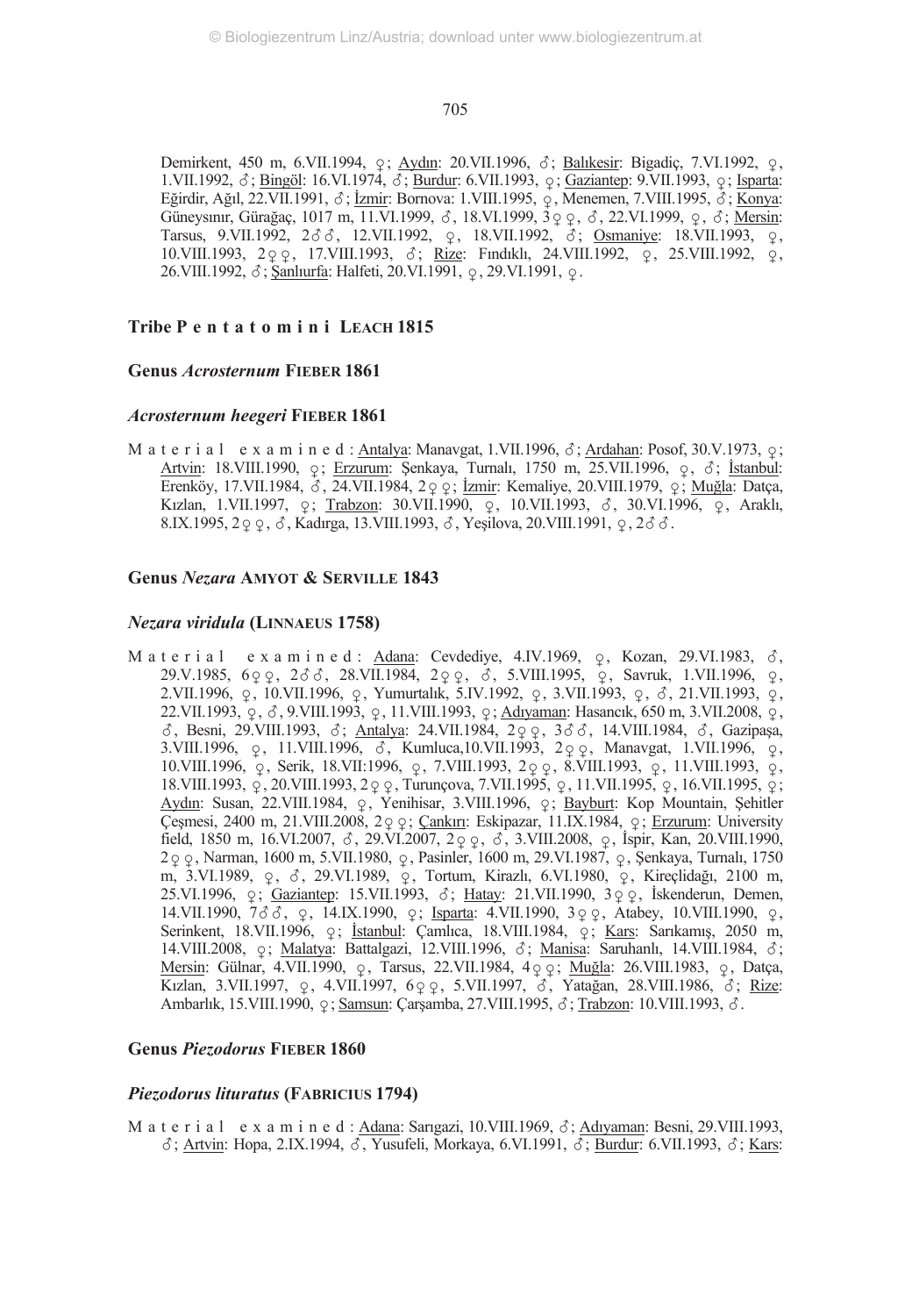Demirkent, 450 m, 6.VII.1994, ♀; Aydın: 20.VII.1996, ♂; Balıkesir: Bigadiç, 7.VI.1992, ♀, 1.VII.1992, ♂; Bingöl: 16.VI.1974, ♂; Burdur: 6.VII.1993, ♀; Gaziantep: 9.VII.1993, ♀; Isparta: Eğirdir, Ağıl, 22.VII.1991, ♂; İzmir: Bornova: 1.VIII.1995, ♀, Menemen, 7.VIII.1995, ♂; Konya: Güneysınır, Gürağaç, 1017 m, 11.VI.1999, ♂, 18.VI.1999, 3♀♀, ♂, 22.VI.1999, ♀, ♂; Mersin: Tarsus, 9.VII.1992, 2♂♂, 12.VII.1992, ♀, 18.VII.1992, ♂; Osmaniye: 18.VII.1993, ♀, 10.VIII.1993, 2♀♀, 17.VIII.1993, ♂; Rize: Fındıklı, 24.VIII.1992, ♀, 25.VIII.1992, ♀, 26.VIII.1992, ♂; Şanlıurfa: Halfeti, 20.VI.1991, ♀, 29.VI.1991, ♀.

## Tribe Pentatomini Leach 1815

### Genus *Acrosternum* Fieber 1861

#### *Acrosternum heegeri* Fieber 1861

Material examined: Antalya: Manavgat, 1.VII.1996, ♂; Ardahan: Posof, 30.V.1973, ♀; Artvin: 18.VIII.1990, ♀; Erzurum: Şenkaya, Turnalı, 1750 m, 25.VII.1996, ♀, ♂; İstanbul: Erenköy, 17.VII.1984, ♂, 24.VII.1984, 2♀♀; İzmir: Kemaliye, 20.VIII.1979, ♀; Muğla: Datça, Kızlan, 1.VII.1997, ♀; Trabzon: 30.VII.1990, ♀, 10.VII.1993, ♂, 30.VI.1996, ♀, Araklı, 8.IX.1995, 2♀♀, ♂, Kadırga, 13.VIII.1993, ♂, Yeşilova, 20.VIII.1991, ♀, 2♂♂.

### Genus *Nezara* Amyot & Serville 1843

#### *Nezara viridula* (Linnaeus 1758)

Material examined: Adana: Cevdediye, 4.IV.1969, ♀, Kozan, 29.VI.1983, ♂, 29.V.1985, 6♀♀, 2♂♂, 28.VII.1984, 2♀♀, ♂, 5.VIII.1995, ♀, Savruk, 1.VII.1996, ♀, 2.VII.1996, ♀, 10.VII.1996, ♀, Yumurtalık, 5.IV.1992, ♀, 3.VII.1993, ♀, ♂, 21.VII.1993, ♀, 22.VII.1993, ♀, ♂, 9.VIII.1993, ♀, 11.VIII.1993, ♀; Adıyaman: Hasancık, 650 m, 3.VII.2008, ♀, ♂, Besni, 29.VIII.1993, ♂; Antalya: 24.VII.1984, 2♀♀, 3♂♂, 14.VIII.1984, ♂, Gazipaşa, 3.VIII.1996, ♀, 11.VIII.1996, ♂, Kumluca,10.VII.1993, 2♀♀, Manavgat, 1.VII.1996, ♀, 10.VIII.1996, ♀, Serik, 18.VII:1996, ♀, 7.VIII.1993, 2♀♀, 8.VIII.1993, ♀, 11.VIII.1993, ♀, 18.VIII.1993, ♀, 20.VIII.1993, 2♀♀, Turunçova, 7.VII.1995, ♀, 11.VII.1995, ♀, 16.VII.1995, ♀; Aydın: Susan, 22.VIII.1984, ♀, Yenihisar, 3.VIII.1996, ♀; Bayburt: Kop Mountain, Şehitler Çeşmesi, 2400 m, 21.VIII.2008, 2♀♀; Çankırı: Eskipazar, 11.IX.1984, ♀; Erzurum: University field, 1850 m, 16.VI.2007, ♂, 29.VI.2007, 2♀♀, ♂, 3.VIII.2008, ♀, İspir, Kan, 20.VIII.1990, 2♀♀, Narman, 1600 m, 5.VII.1980, ♀, Pasinler, 1600 m, 29.VI.1987, ♀, Şenkaya, Turnalı, 1750 m, 3.VI.1989, ♀, ♂, 29.VI.1989, ♀, Tortum, Kirazlı, 6.VI.1980, ♀, Kireçlidağı, 2100 m, 25.VI.1996, ♀; Gaziantep: 15.VII.1993, ♂; Hatay: 21.VII.1990, 3♀♀, İskenderun, Demen, 14.VII.1990, 7♂♂, ♀, 14.IX.1990, ♀; Isparta: 4.VII.1990, 3♀♀, Atabey, 10.VIII.1990, ♀, Serinkent, 18.VII.1996, ♀; İstanbul: Çamlıca, 18.VIII.1984, ♀; Kars: Sarıkamış, 2050 m, 14.VIII.2008, ♀; Malatya: Battalgazi, 12.VIII.1996, ♂; Manisa: Saruhanlı, 14.VIII.1984, ♂; Mersin: Gülnar, 4.VII.1990, ♀, Tarsus, 22.VII.1984, 4♀♀; Muğla: 26.VIII.1983, ♀, Datça, Kızlan, 3.VII.1997, ♀, 4.VII.1997, 6♀♀, 5.VII.1997, ♂, Yatağan, 28.VIII.1986, ♂; Rize: Ambarlık, 15.VIII.1990, ♀; Samsun: Çarşamba, 27.VIII.1995, ♂; Trabzon: 10.VIII.1993, ♂.

### Genus *Piezodorus* Fieber 1860

#### *Piezodorus lituratus* (Fabricius 1794)

Material examined: Adana: Sarıgazi, 10.VIII.1969, ♂; Adıyaman: Besni, 29.VIII.1993, ♂; Artvin: Hopa, 2.IX.1994, ♂, Yusufeli, Morkaya, 6.VI.1991, ♂; Burdur: 6.VII.1993, ♂; Kars: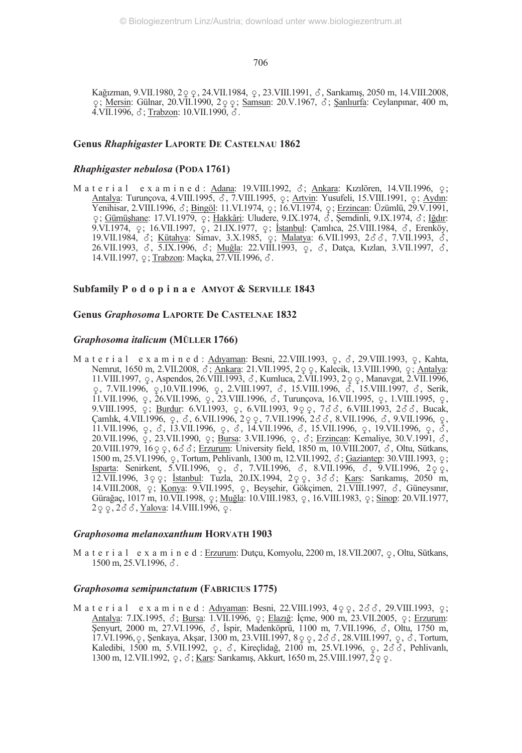Kağızman, 9.VII.1980, 2♀♀, 24.VII.1984, ♀, 23.VIII.1991, ♂, Sarıkamış, 2050 m, 14.VIII.2008, ♀; Mersin: Gülnar, 20.VII.1990, 2♀♀; Samsun: 20.V.1967, ♂; Şanlıurfa: Ceylanpınar, 400 m, 4.VII.1996, ♂; Trabzon: 10.VII.1990, ♂.

## Genus *Rhaphigaster* LAPORTE DE CASTELNAU 1862

### *Rhaphigaster nebulosa* (PODA 1761)

M a t e r i a l e x a m i n e d : Adana: 19.VIII.1992, ♂; Ankara: Kızılören, 14.VII.1996, ♀; Antalya: Turunçova, 4.VIII.1995, ♂, 7.VIII.1995, ♀; Artvin: Yusufeli, 15.VIII.1991, ♀; Aydın: Yenihisar, 2.VIII.1996, ♂; Bingöl: 11.VI.1974, ♀; 16.VI.1974, ♀; Erzincan: Üzümlü, 29.V.1991, ♀; Gümüşhane: 17.VI.1979, ♀; Hakkâri: Uludere, 9.IX.1974, ♂, Şemdinli, 9.IX.1974, ♂; Iğdır: 9.VI.1974, ♀; 16.VII.1997, ♀, 21.IX.1977, ♀; İstanbul: Çamlıca, 25.VIII.1984, ♂, Erenköy, 19.VII.1984, ♂; Kütahya: Simav, 3.X.1985, ♀; Malatya: 6.VII.1993, 2♂♂, 7.VII.1993, ♂, 26.VII.1993, ♂, 5.IX.1996, ♂; Muğla: 22.VIII.1993, ♀, ♂, Datça, Kızlan, 3.VII.1997, ♂, 14.VII.1997, ♀; Trabzon: Maçka, 27.VII.1996, ♂.

## Subfamily P o d o p i n a e AMYOT & SERVILLE 1843

## Genus *Graphosoma* LAPORTE DE CASTELNAE 1832

### *Graphosoma italicum* (MÜLLER 1766)

M a t e r i a l e x a m i n e d : Adıyaman: Besni, 22.VIII.1993, ♀, ♂, 29.VIII.1993, ♀, Kahta, Nemrut, 1650 m, 2.VII.2008, ♂; Ankara: 21.VII.1995, 2♀♀, Kalecik, 13.VIII.1990, ♀; Antalya: 11.VIII.1997, ♀, Aspendos, 26.VIII.1993, ♂, Kumluca, 2.VII.1993, 2♀♀, Manavgat, 2.VII.1996, ♀, 7.VII.1996, ♀,10.VII.1996, ♀, 2.VIII.1997, ♂, 15.VIII.1996, ♂, 15.VIII.1997, ♂, Serik, 11.VII.1996, ♀, 26.VII.1996, ♀, 23.VIII.1996, ♂, Turunçova, 16.VII.1995, ♀, 1.VIII.1995, ♀, 9.VIII.1995, ♀; Burdur: 6.VI.1993, ♀, 6.VII.1993, 9♀♀, 7♂♂, 6.VIII.1993, 2♂♂, Bucak, Çamlık, 4.VII.1996, ♀, ♂, 6.VII.1996, 2♀♀, 7.VII.1996, 2♂♂, 8.VII.1996, ♂, 9.VII.1996, ♀, 11.VII.1996, ♀, ♂, 13.VII.1996, ♀, ♂, 14.VII.1996, ♂, 15.VII.1996, ♀, 19.VII.1996, ♀, ♂, 20.VII.1996, ♀, 23.VII.1990, ♀, ♂; Bursa: 3.VII.1996, ♀; Erzincan: Kemaliye, 30.V.1991, ♂, 20.VIII.1979, 16♀♀, 6♂♂; Erzurum: University field, 1850 m, 10.VIII.2007, ♂, Oltu, Sütkans, 1500 m, 25.VI.1996, ♀, Tortum, Pehlivanlı, 1300 m, 12.VII.1992, ♂; Gaziantep: 30.VIII.1993, ♀; Isparta: Senirkent, 5.VII.1996, ♀, ♂, 7.VII.1996, ♂, 8.VII.1996, ♂, 9.VII.1996, 2♀♀, 12.VII.1996, 3♀♀; İstanbul: Tuzla, 20.IX.1994, 2♀♀, 3♂♂; Kars: Sarıkamış, 2050 m, 14.VIII.2008, ♀; Konya: 9.VII.1995, ♀, Beyşehir, Gökçimen, 21.VIII.1997, ♂, Güneysınır, Gürağaç, 1017 m, 10.VII.1998, ♀; Muğla: 10.VIII.1983, ♀, 16.VIII.1983, ♀; Sinop: 20.VII.1977, 2♀♀, 2♂♂, Yalova: 14.VIII.1996, ♀.

### *Graphosoma melanoxanthum* HORVATH 1903

M a t e r i a l e x a m i n e d : Erzurum: Dutçu, Komyolu, 2200 m, 18.VII.2007, ♀, Oltu, Sütkans, 1500 m, 25.VI.1996, ♂.

### *Graphosoma semipunctatum* (FABRICIUS 1775)

M a t e r i a l e x a m i n e d : Adıyaman: Besni, 22.VIII.1993, 4♀♀, 2♂♂, 29.VIII.1993, ♀; Antalya: 7.IX.1995, ♂; Bursa: 1.VII.1996, ♀; Elazığ: İçme, 900 m, 23.VII.2005, ♀; Erzurum: Şenyurt, 2000 m, 27.VI.1996, ♂, İspir, Madenköprü, 1100 m, 7.VII.1996, ♂, Oltu, 1750 m, 17.VI.1996, ♀, Şenkaya, Akşar, 1300 m, 23.VIII.1997, 8♀♀, 2♂♂, 28.VIII.1997, ♀, ♂, Tortum, Kaledibi, 1500 m, 5.VII.1992, ♀, ♂, Kireçlidağ, 2100 m, 25.VI.1996, ♀, 2♂♂, Pehlivanlı, 1300 m, 12.VII.1992, ♀, ♂; Kars: Sarıkamış, Akkurt, 1650 m, 25.VIII.1997, 2♀♀.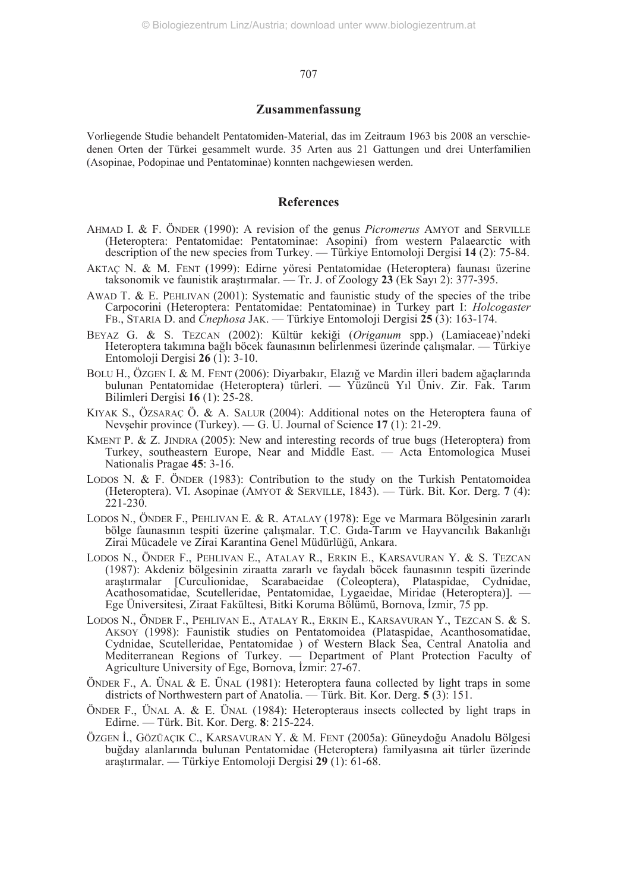## Zusammenfassung

Vorliegende Studie behandelt Pentatomiden-Material, das im Zeitraum 1963 bis 2008 an verschiedenen Orten der Türkei gesammelt wurde. 35 Arten aus 21 Gattungen und drei Unterfamilien (Asopinae, Podopinae und Pentatominae) konnten nachgewiesen werden.

## References

AHMAD I. & F. ÖNDER (1990): A revision of the genus *Picromerus* AMYOT and SERVILLE (Heteroptera: Pentatomidae: Pentatominae: Asopini) from western Palaearctic with description of the new species from Turkey. — Türkiye Entomoloji Dergisi **14** (2): 75-84.

AKTAÇ N. & M. FENT (1999): Edirne yöresi Pentatomidae (Heteroptera) faunası üzerine taksonomik ve faunistik araştırmalar. — Tr. J. of Zoology **23** (Ek Sayı 2): 377-395.

AWAD T. & E. PEHLIVAN (2001): Systematic and faunistic study of the species of the tribe Carpocorini (Heteroptera: Pentatomidae: Pentatominae) in Turkey part I: *Holcogaster* FB., STARIA D. and *Cnephosa* JAK. — Türkiye Entomoloji Dergisi **25** (3): 163-174.

BEYAZ G. & S. TEZCAN (2002): Kültür kekiği (*Origanum* spp.) (Lamiaceae)'ndeki Heteroptera takımına bağlı böcek faunasının belirlenmesi üzerinde çalışmalar. — Türkiye Entomoloji Dergisi **26** (1): 3-10.

BOLU H., ÖZGEN I. & M. FENT (2006): Diyarbakır, Elazığ ve Mardin illeri badem ağaçlarında bulunan Pentatomidae (Heteroptera) türleri. — Yüzüncü Yıl Üniv. Zir. Fak. Tarım Bilimleri Dergisi **16** (1): 25-28.

KIYAK S., ÖZSARAÇ Ö. & A. SALUR (2004): Additional notes on the Heteroptera fauna of Nevşehir province (Turkey). — G. U. Journal of Science **17** (1): 21-29.

KMENT P. & Z. JINDRA (2005): New and interesting records of true bugs (Heteroptera) from Turkey, southeastern Europe, Near and Middle East. — Acta Entomologica Musei Nationalis Pragae **45**: 3-16.

LODOS N. & F. ÖNDER (1983): Contribution to the study on the Turkish Pentatomoidea (Heteroptera). VI. Asopinae (AMYOT & SERVILLE, 1843). — Türk. Bit. Kor. Derg. **7** (4): 221-230.

LODOS N., ÖNDER F., PEHLIVAN E. & R. ATALAY (1978): Ege ve Marmara Bölgesinin zararlı bölge faunasının tespiti üzerine çalışmalar. T.C. Gıda-Tarım ve Hayvancılık Bakanlığı Zirai Mücadele ve Zirai Karantina Genel Müdürlüğü, Ankara.

LODOS N., ÖNDER F., PEHLIVAN E., ATALAY R., ERKIN E., KARSAVURAN Y. & S. TEZCAN (1987): Akdeniz bölgesinin ziraatta zararlı ve faydalı böcek faunasının tespiti üzerinde araştırmalar [Curculionidae, Scarabaeidae (Coleoptera), Plataspidae, Cydnidae, Acathosomatidae, Scutelleridae, Pentatomidae, Lygaeidae, Miridae (Heteroptera)]. — Ege Üniversitesi, Ziraat Fakültesi, Bitki Koruma Bölümü, Bornova, İzmir, 75 pp.

LODOS N., ÖNDER F., PEHLIVAN E., ATALAY R., ERKIN E., KARSAVURAN Y., TEZCAN S. & S. AKSOY (1998): Faunistik studies on Pentatomoidea (Plataspidae, Acanthosomatidae, Cydnidae, Scutelleridae, Pentatomidae ) of Western Black Sea, Central Anatolia and Mediterranean Regions of Turkey. — Department of Plant Protection Faculty of Agriculture University of Ege, Bornova, İzmir: 27-67.

ÖNDER F., A. ÜNAL & E. ÜNAL (1981): Heteroptera fauna collected by light traps in some districts of Northwestern part of Anatolia. — Türk. Bit. Kor. Derg. **5** (3): 151.

ÖNDER F., ÜNAL A. & E. ÜNAL (1984): Heteropteraus insects collected by light traps in Edirne. — Türk. Bit. Kor. Derg. **8**: 215-224.

ÖZGEN İ., GÖZÜAÇIK C., KARSAVURAN Y. & M. FENT (2005a): Güneydoğu Anadolu Bölgesi buğday alanlarında bulunan Pentatomidae (Heteroptera) familyasına ait türler üzerinde araştırmalar. — Türkiye Entomoloji Dergisi **29** (1): 61-68.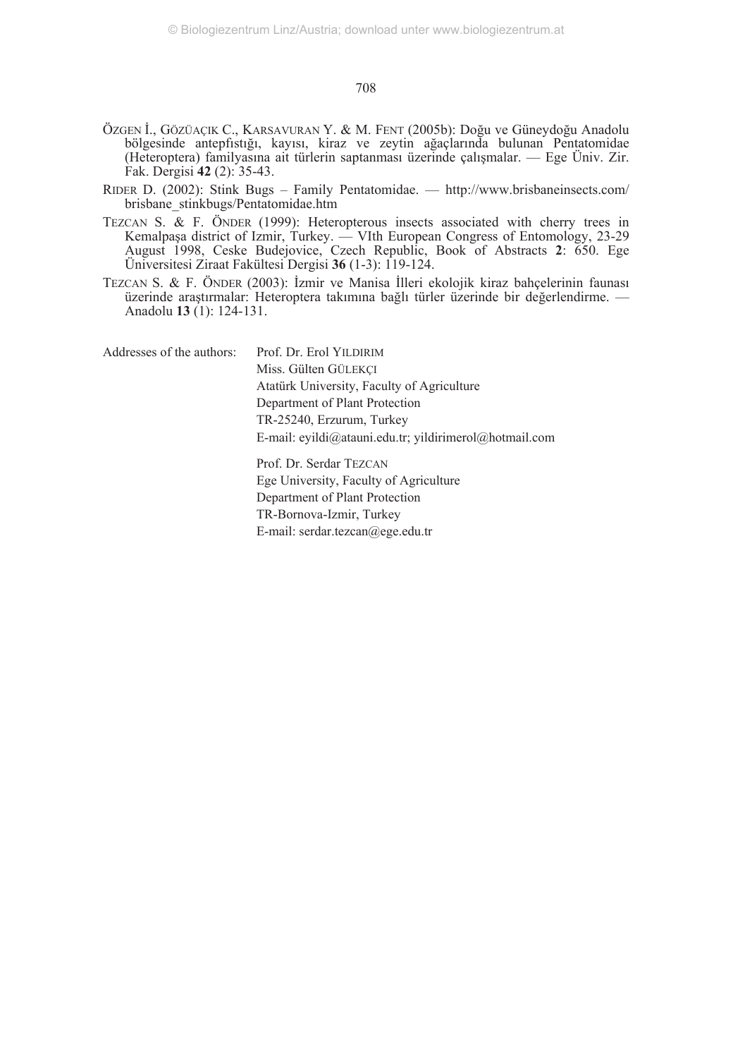ÖZGEN İ., GÖZÜAÇIK C., KARSAVURAN Y. & M. FENT (2005b): Doğu ve Güneydoğu Anadolu bölgesinde antepfıstığı, kayısı, kiraz ve zeytin ağaçlarında bulunan Pentatomidae (Heteroptera) familyasına ait türlerin saptanması üzerinde çalışmalar. — Ege Üniv. Zir. Fak. Dergisi **42** (2): 35-43.

RIDER D. (2002): Stink Bugs – Family Pentatomidae. — http://www.brisbaneinsects.com/brisbane_stinkbugs/Pentatomidae.htm

TEZCAN S. & F. ÖNDER (1999): Heteropterous insects associated with cherry trees in Kemalpaşa district of Izmir, Turkey. — VIth European Congress of Entomology, 23-29 August 1998, Ceske Budejovice, Czech Republic, Book of Abstracts **2**: 650. Ege Üniversitesi Ziraat Fakültesi Dergisi **36** (1-3): 119-124.

TEZCAN S. & F. ÖNDER (2003): İzmir ve Manisa İlleri ekolojik kiraz bahçelerinin faunası üzerinde araştırmalar: Heteroptera takımına bağlı türler üzerinde bir değerlendirme. — Anadolu **13** (1): 124-131.

Addresses of the authors:

Prof. Dr. Erol YILDIRIM
Miss. Gülten GÜLEKÇI
Atatürk University, Faculty of Agriculture
Department of Plant Protection
TR-25240, Erzurum, Turkey
E-mail: eyildi@atauni.edu.tr; yildirimerol@hotmail.com

Prof. Dr. Serdar TEZCAN
Ege University, Faculty of Agriculture
Department of Plant Protection
TR-Bornova-Izmir, Turkey
E-mail: serdar.tezcan@ege.edu.tr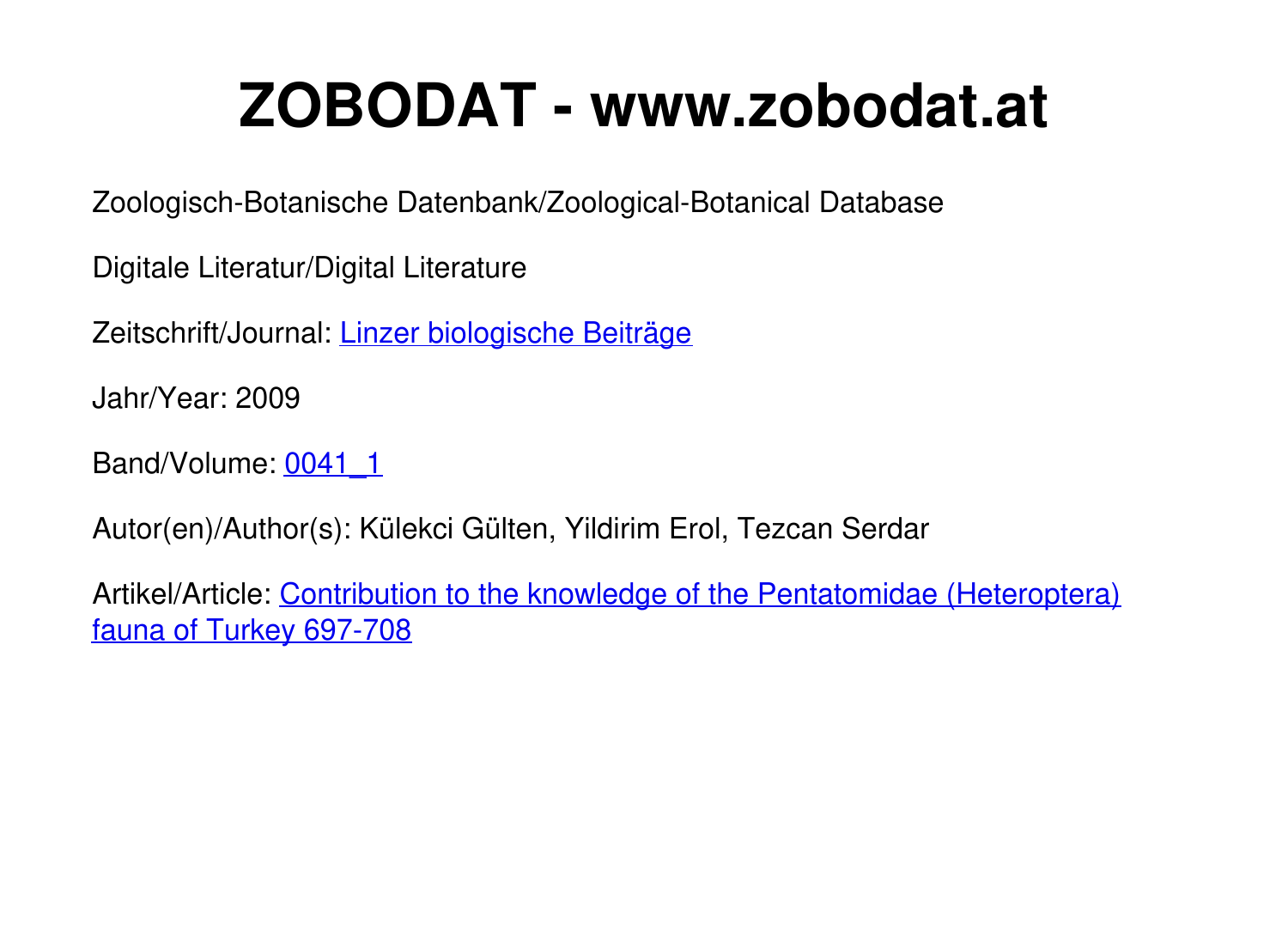# ZOBODAT - www.zobodat.at

Zoologisch-Botanische Datenbank/Zoological-Botanical Database

Digitale Literatur/Digital Literature

Zeitschrift/Journal: Linzer biologische Beiträge

Jahr/Year: 2009

Band/Volume: 0041_1

Autor(en)/Author(s): Külekci Gülten, Yildirim Erol, Tezcan Serdar

Artikel/Article: Contribution to the knowledge of the Pentatomidae (Heteroptera) fauna of Turkey 697-708